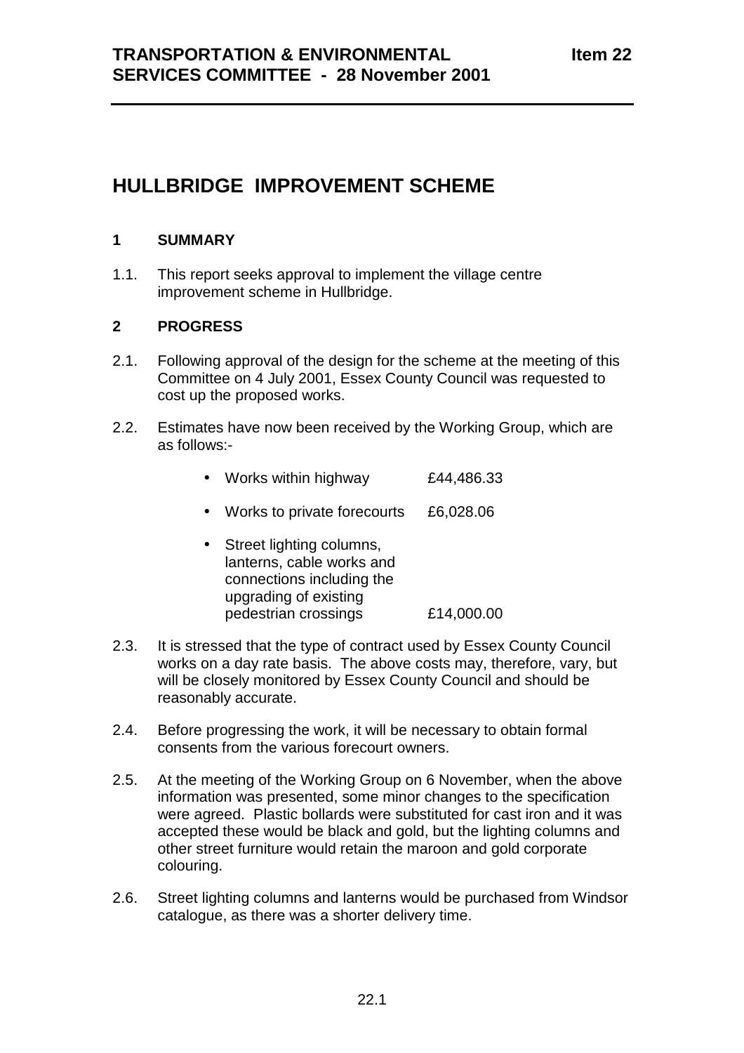# HULLBRIDGE IMPROVEMENT SCHEME

## 1 SUMMARY

1.1. This report seeks approval to implement the village centre improvement scheme in Hullbridge.

## 2 PROGRESS

2.1. Following approval of the design for the scheme at the meeting of this Committee on 4 July 2001, Essex County Council was requested to cost up the proposed works.

2.2. Estimates have now been received by the Working Group, which are as follows:-

- Works within highway £44,486.33
- Works to private forecourts £6,028.06
- Street lighting columns, lanterns, cable works and connections including the upgrading of existing pedestrian crossings £14,000.00

2.3. It is stressed that the type of contract used by Essex County Council works on a day rate basis. The above costs may, therefore, vary, but will be closely monitored by Essex County Council and should be reasonably accurate.

2.4. Before progressing the work, it will be necessary to obtain formal consents from the various forecourt owners.

2.5. At the meeting of the Working Group on 6 November, when the above information was presented, some minor changes to the specification were agreed. Plastic bollards were substituted for cast iron and it was accepted these would be black and gold, but the lighting columns and other street furniture would retain the maroon and gold corporate colouring.

2.6. Street lighting columns and lanterns would be purchased from Windsor catalogue, as there was a shorter delivery time.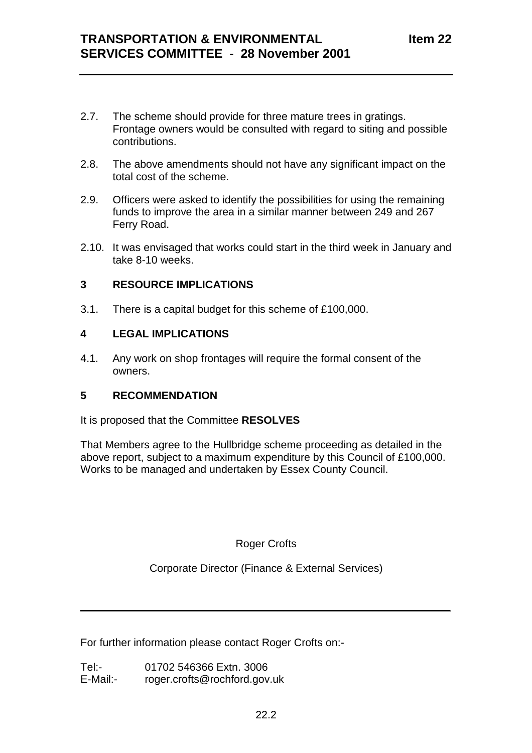2.7. The scheme should provide for three mature trees in gratings. Frontage owners would be consulted with regard to siting and possible contributions.

2.8. The above amendments should not have any significant impact on the total cost of the scheme.

2.9. Officers were asked to identify the possibilities for using the remaining funds to improve the area in a similar manner between 249 and 267 Ferry Road.

2.10. It was envisaged that works could start in the third week in January and take 8-10 weeks.

## 3 RESOURCE IMPLICATIONS

3.1. There is a capital budget for this scheme of £100,000.

## 4 LEGAL IMPLICATIONS

4.1. Any work on shop frontages will require the formal consent of the owners.

## 5 RECOMMENDATION

It is proposed that the Committee **RESOLVES**

That Members agree to the Hullbridge scheme proceeding as detailed in the above report, subject to a maximum expenditure by this Council of £100,000. Works to be managed and undertaken by Essex County Council.

Roger Crofts

Corporate Director (Finance & External Services)

---

For further information please contact Roger Crofts on:-

Tel:- 01702 546366 Extn. 3006
E-Mail:- roger.crofts@rochford.gov.uk